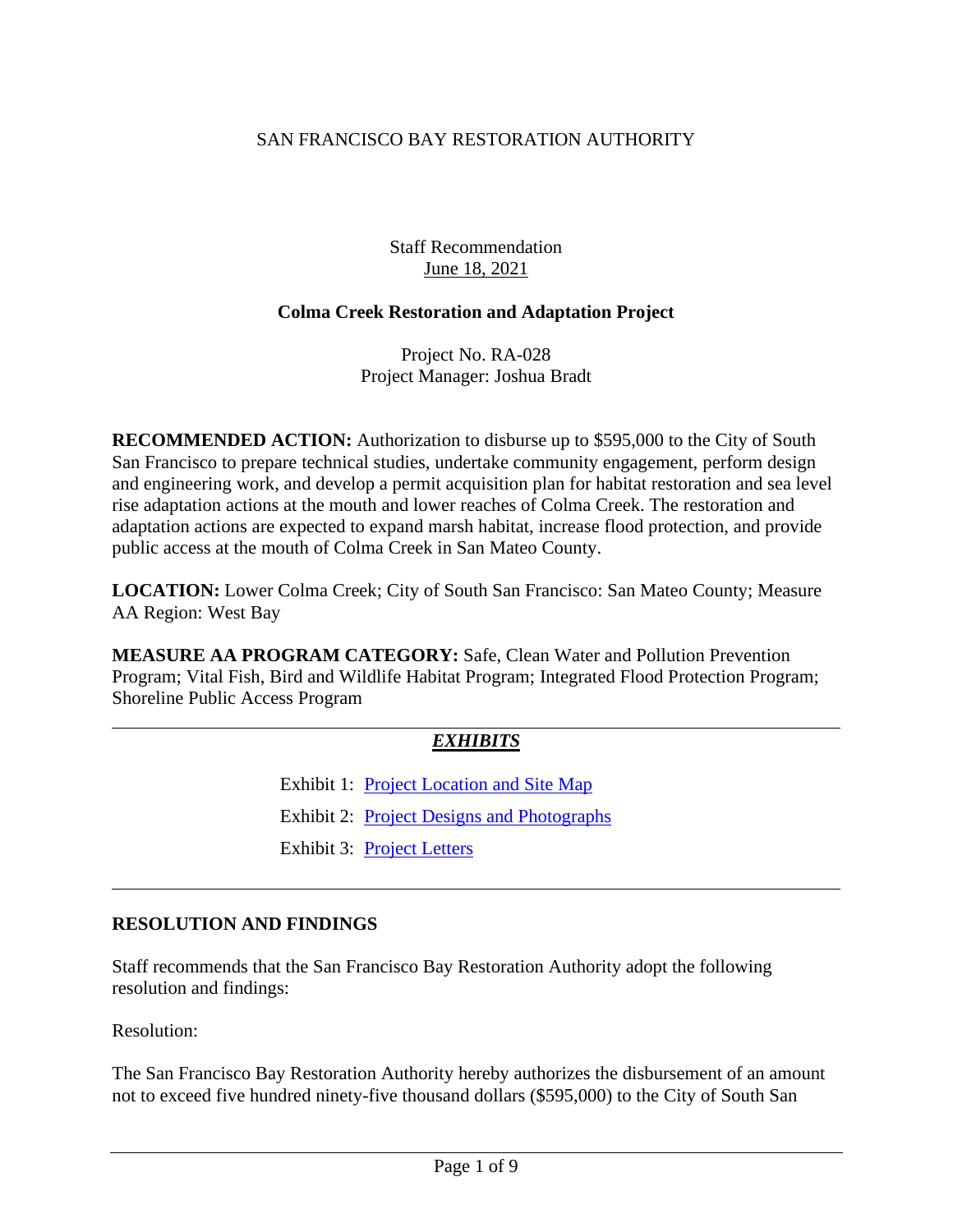SAN FRANCISCO BAY RESTORATION AUTHORITY

Staff Recommendation
June 18, 2021

**Colma Creek Restoration and Adaptation Project**

Project No. RA-028
Project Manager: Joshua Bradt

**RECOMMENDED ACTION:** Authorization to disburse up to $595,000 to the City of South San Francisco to prepare technical studies, undertake community engagement, perform design and engineering work, and develop a permit acquisition plan for habitat restoration and sea level rise adaptation actions at the mouth and lower reaches of Colma Creek. The restoration and adaptation actions are expected to expand marsh habitat, increase flood protection, and provide public access at the mouth of Colma Creek in San Mateo County.

**LOCATION:** Lower Colma Creek; City of South San Francisco: San Mateo County; Measure AA Region: West Bay

**MEASURE AA PROGRAM CATEGORY:** Safe, Clean Water and Pollution Prevention Program; Vital Fish, Bird and Wildlife Habitat Program; Integrated Flood Protection Program; Shoreline Public Access Program

---

***EXHIBITS***

Exhibit 1: Project Location and Site Map

Exhibit 2: Project Designs and Photographs

Exhibit 3: Project Letters

---

**RESOLUTION AND FINDINGS**

Staff recommends that the San Francisco Bay Restoration Authority adopt the following resolution and findings:

Resolution:

The San Francisco Bay Restoration Authority hereby authorizes the disbursement of an amount not to exceed five hundred ninety-five thousand dollars ($595,000) to the City of South San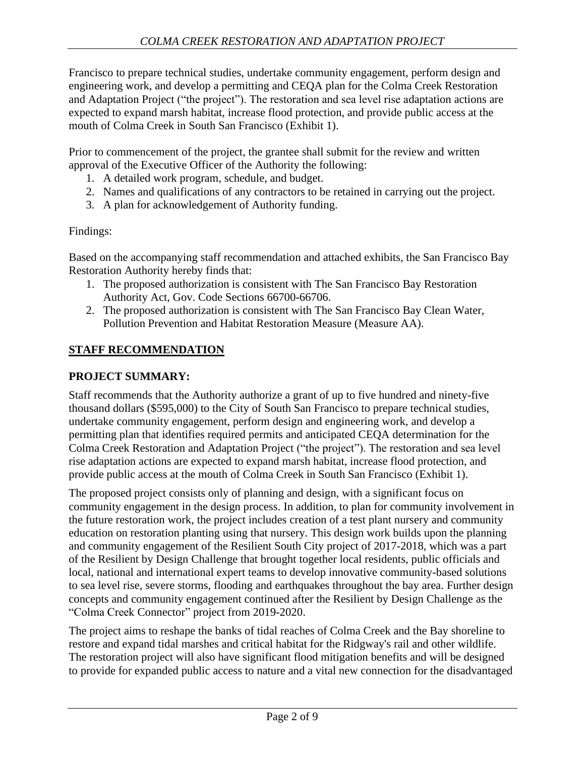Francisco to prepare technical studies, undertake community engagement, perform design and engineering work, and develop a permitting and CEQA plan for the Colma Creek Restoration and Adaptation Project ("the project"). The restoration and sea level rise adaptation actions are expected to expand marsh habitat, increase flood protection, and provide public access at the mouth of Colma Creek in South San Francisco (Exhibit 1).

Prior to commencement of the project, the grantee shall submit for the review and written approval of the Executive Officer of the Authority the following:

1. A detailed work program, schedule, and budget.
2. Names and qualifications of any contractors to be retained in carrying out the project.
3. A plan for acknowledgement of Authority funding.

Findings:

Based on the accompanying staff recommendation and attached exhibits, the San Francisco Bay Restoration Authority hereby finds that:

1. The proposed authorization is consistent with The San Francisco Bay Restoration Authority Act, Gov. Code Sections 66700-66706.
2. The proposed authorization is consistent with The San Francisco Bay Clean Water, Pollution Prevention and Habitat Restoration Measure (Measure AA).

## STAFF RECOMMENDATION

### PROJECT SUMMARY:

Staff recommends that the Authority authorize a grant of up to five hundred and ninety-five thousand dollars ($595,000) to the City of South San Francisco to prepare technical studies, undertake community engagement, perform design and engineering work, and develop a permitting plan that identifies required permits and anticipated CEQA determination for the Colma Creek Restoration and Adaptation Project ("the project"). The restoration and sea level rise adaptation actions are expected to expand marsh habitat, increase flood protection, and provide public access at the mouth of Colma Creek in South San Francisco (Exhibit 1).

The proposed project consists only of planning and design, with a significant focus on community engagement in the design process. In addition, to plan for community involvement in the future restoration work, the project includes creation of a test plant nursery and community education on restoration planting using that nursery. This design work builds upon the planning and community engagement of the Resilient South City project of 2017-2018, which was a part of the Resilient by Design Challenge that brought together local residents, public officials and local, national and international expert teams to develop innovative community-based solutions to sea level rise, severe storms, flooding and earthquakes throughout the bay area. Further design concepts and community engagement continued after the Resilient by Design Challenge as the "Colma Creek Connector" project from 2019-2020.

The project aims to reshape the banks of tidal reaches of Colma Creek and the Bay shoreline to restore and expand tidal marshes and critical habitat for the Ridgway's rail and other wildlife. The restoration project will also have significant flood mitigation benefits and will be designed to provide for expanded public access to nature and a vital new connection for the disadvantaged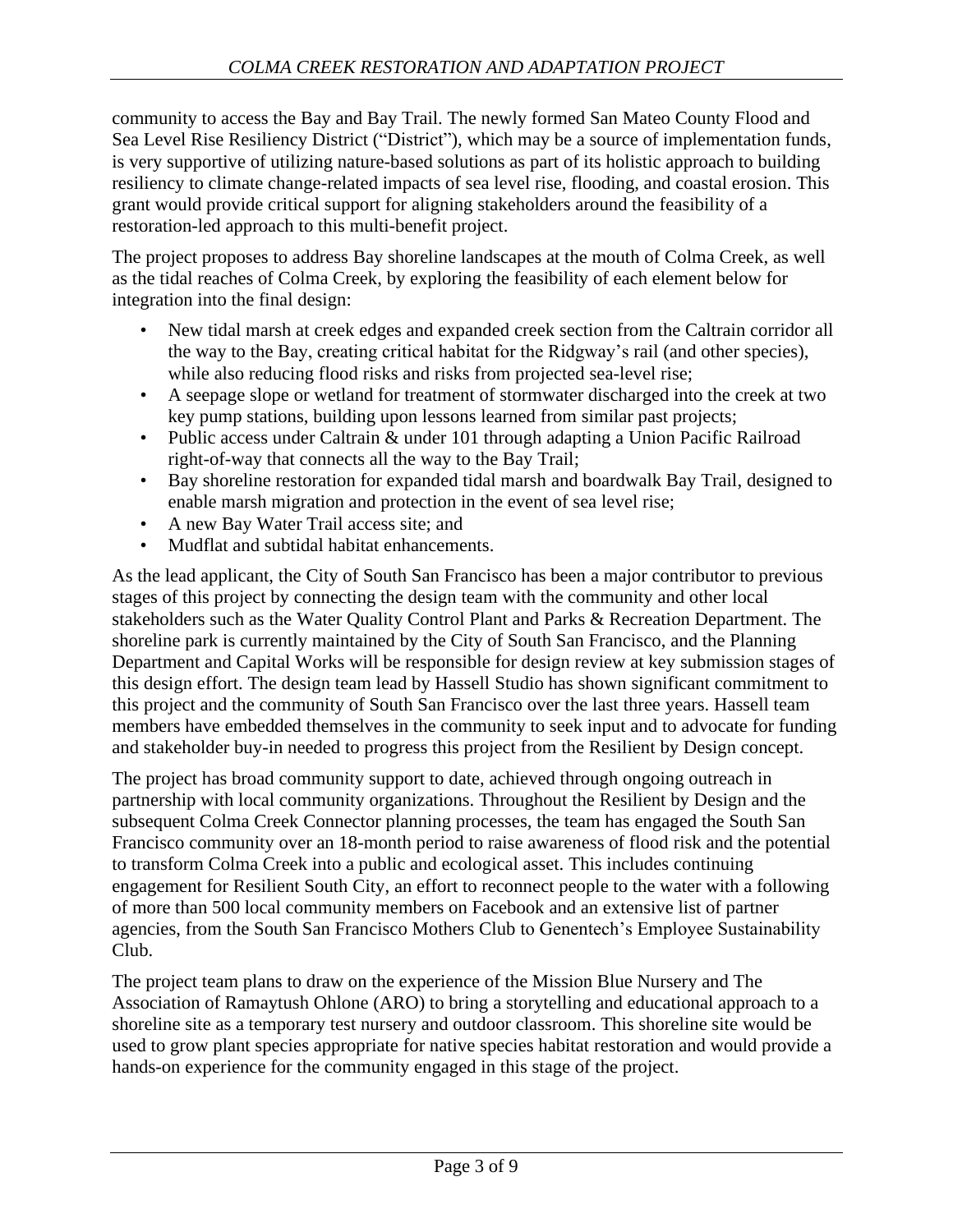community to access the Bay and Bay Trail. The newly formed San Mateo County Flood and Sea Level Rise Resiliency District ("District"), which may be a source of implementation funds, is very supportive of utilizing nature-based solutions as part of its holistic approach to building resiliency to climate change-related impacts of sea level rise, flooding, and coastal erosion. This grant would provide critical support for aligning stakeholders around the feasibility of a restoration-led approach to this multi-benefit project.

The project proposes to address Bay shoreline landscapes at the mouth of Colma Creek, as well as the tidal reaches of Colma Creek, by exploring the feasibility of each element below for integration into the final design:

- New tidal marsh at creek edges and expanded creek section from the Caltrain corridor all the way to the Bay, creating critical habitat for the Ridgway's rail (and other species), while also reducing flood risks and risks from projected sea-level rise;
- A seepage slope or wetland for treatment of stormwater discharged into the creek at two key pump stations, building upon lessons learned from similar past projects;
- Public access under Caltrain & under 101 through adapting a Union Pacific Railroad right-of-way that connects all the way to the Bay Trail;
- Bay shoreline restoration for expanded tidal marsh and boardwalk Bay Trail, designed to enable marsh migration and protection in the event of sea level rise;
- A new Bay Water Trail access site; and
- Mudflat and subtidal habitat enhancements.

As the lead applicant, the City of South San Francisco has been a major contributor to previous stages of this project by connecting the design team with the community and other local stakeholders such as the Water Quality Control Plant and Parks & Recreation Department. The shoreline park is currently maintained by the City of South San Francisco, and the Planning Department and Capital Works will be responsible for design review at key submission stages of this design effort. The design team lead by Hassell Studio has shown significant commitment to this project and the community of South San Francisco over the last three years. Hassell team members have embedded themselves in the community to seek input and to advocate for funding and stakeholder buy-in needed to progress this project from the Resilient by Design concept.

The project has broad community support to date, achieved through ongoing outreach in partnership with local community organizations. Throughout the Resilient by Design and the subsequent Colma Creek Connector planning processes, the team has engaged the South San Francisco community over an 18-month period to raise awareness of flood risk and the potential to transform Colma Creek into a public and ecological asset. This includes continuing engagement for Resilient South City, an effort to reconnect people to the water with a following of more than 500 local community members on Facebook and an extensive list of partner agencies, from the South San Francisco Mothers Club to Genentech's Employee Sustainability Club.

The project team plans to draw on the experience of the Mission Blue Nursery and The Association of Ramaytush Ohlone (ARO) to bring a storytelling and educational approach to a shoreline site as a temporary test nursery and outdoor classroom. This shoreline site would be used to grow plant species appropriate for native species habitat restoration and would provide a hands-on experience for the community engaged in this stage of the project.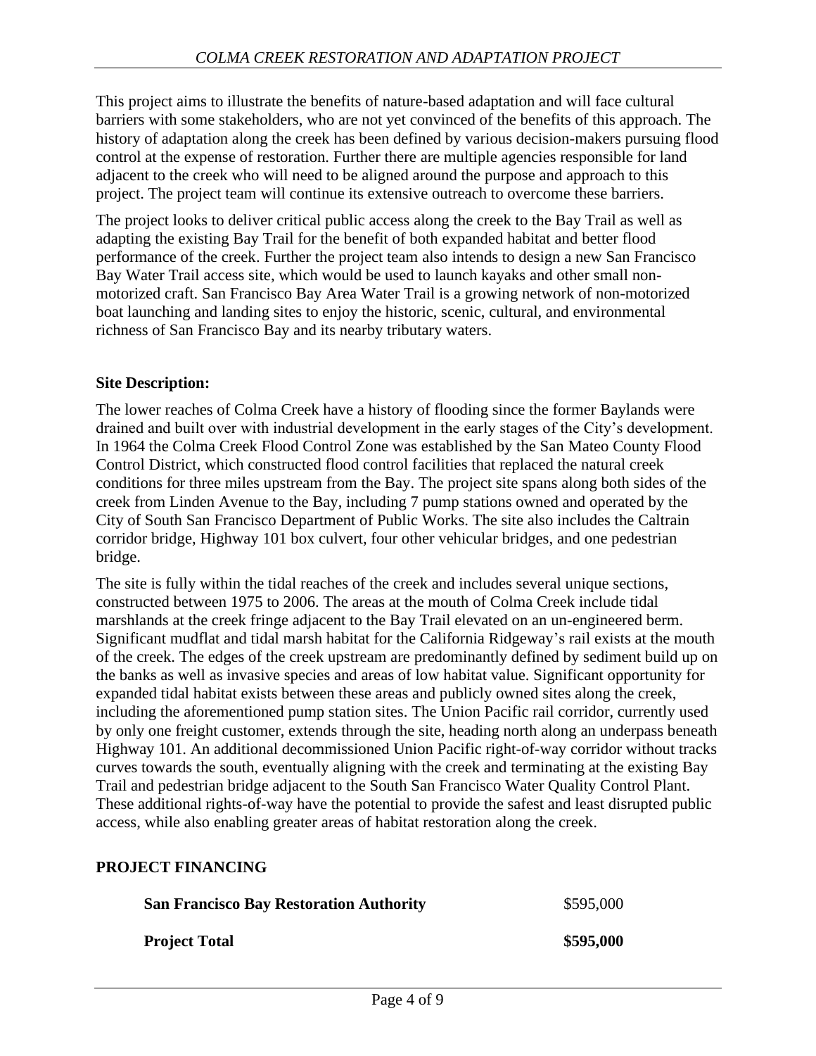This project aims to illustrate the benefits of nature-based adaptation and will face cultural barriers with some stakeholders, who are not yet convinced of the benefits of this approach. The history of adaptation along the creek has been defined by various decision-makers pursuing flood control at the expense of restoration. Further there are multiple agencies responsible for land adjacent to the creek who will need to be aligned around the purpose and approach to this project. The project team will continue its extensive outreach to overcome these barriers.

The project looks to deliver critical public access along the creek to the Bay Trail as well as adapting the existing Bay Trail for the benefit of both expanded habitat and better flood performance of the creek. Further the project team also intends to design a new San Francisco Bay Water Trail access site, which would be used to launch kayaks and other small non-motorized craft. San Francisco Bay Area Water Trail is a growing network of non-motorized boat launching and landing sites to enjoy the historic, scenic, cultural, and environmental richness of San Francisco Bay and its nearby tributary waters.

**Site Description:**

The lower reaches of Colma Creek have a history of flooding since the former Baylands were drained and built over with industrial development in the early stages of the City's development. In 1964 the Colma Creek Flood Control Zone was established by the San Mateo County Flood Control District, which constructed flood control facilities that replaced the natural creek conditions for three miles upstream from the Bay. The project site spans along both sides of the creek from Linden Avenue to the Bay, including 7 pump stations owned and operated by the City of South San Francisco Department of Public Works. The site also includes the Caltrain corridor bridge, Highway 101 box culvert, four other vehicular bridges, and one pedestrian bridge.

The site is fully within the tidal reaches of the creek and includes several unique sections, constructed between 1975 to 2006. The areas at the mouth of Colma Creek include tidal marshlands at the creek fringe adjacent to the Bay Trail elevated on an un-engineered berm. Significant mudflat and tidal marsh habitat for the California Ridgeway's rail exists at the mouth of the creek. The edges of the creek upstream are predominantly defined by sediment build up on the banks as well as invasive species and areas of low habitat value. Significant opportunity for expanded tidal habitat exists between these areas and publicly owned sites along the creek, including the aforementioned pump station sites. The Union Pacific rail corridor, currently used by only one freight customer, extends through the site, heading north along an underpass beneath Highway 101. An additional decommissioned Union Pacific right-of-way corridor without tracks curves towards the south, eventually aligning with the creek and terminating at the existing Bay Trail and pedestrian bridge adjacent to the South San Francisco Water Quality Control Plant. These additional rights-of-way have the potential to provide the safest and least disrupted public access, while also enabling greater areas of habitat restoration along the creek.

## PROJECT FINANCING

| | |
|---|---|
| **San Francisco Bay Restoration Authority** | $595,000 |
| **Project Total** | **$595,000** |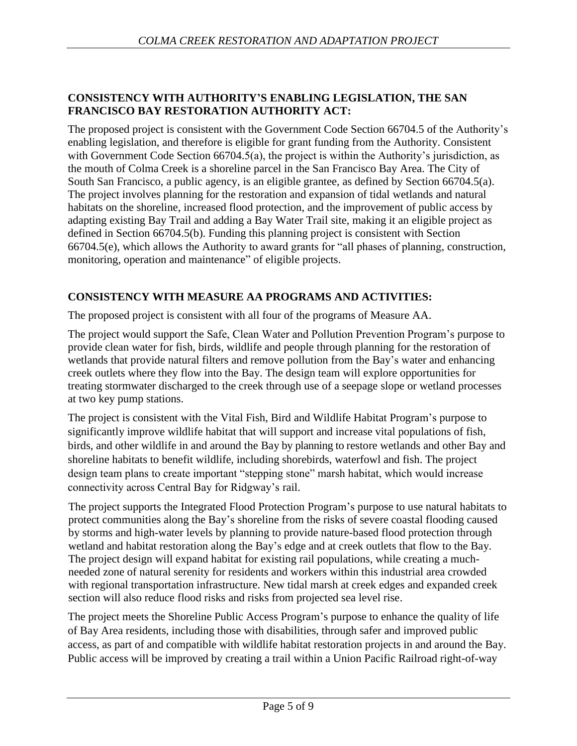## CONSISTENCY WITH AUTHORITY'S ENABLING LEGISLATION, THE SAN FRANCISCO BAY RESTORATION AUTHORITY ACT:

The proposed project is consistent with the Government Code Section 66704.5 of the Authority's enabling legislation, and therefore is eligible for grant funding from the Authority. Consistent with Government Code Section 66704.5(a), the project is within the Authority's jurisdiction, as the mouth of Colma Creek is a shoreline parcel in the San Francisco Bay Area. The City of South San Francisco, a public agency, is an eligible grantee, as defined by Section 66704.5(a). The project involves planning for the restoration and expansion of tidal wetlands and natural habitats on the shoreline, increased flood protection, and the improvement of public access by adapting existing Bay Trail and adding a Bay Water Trail site, making it an eligible project as defined in Section 66704.5(b). Funding this planning project is consistent with Section 66704.5(e), which allows the Authority to award grants for "all phases of planning, construction, monitoring, operation and maintenance" of eligible projects.

## CONSISTENCY WITH MEASURE AA PROGRAMS AND ACTIVITIES:

The proposed project is consistent with all four of the programs of Measure AA.

The project would support the Safe, Clean Water and Pollution Prevention Program's purpose to provide clean water for fish, birds, wildlife and people through planning for the restoration of wetlands that provide natural filters and remove pollution from the Bay's water and enhancing creek outlets where they flow into the Bay. The design team will explore opportunities for treating stormwater discharged to the creek through use of a seepage slope or wetland processes at two key pump stations.

The project is consistent with the Vital Fish, Bird and Wildlife Habitat Program's purpose to significantly improve wildlife habitat that will support and increase vital populations of fish, birds, and other wildlife in and around the Bay by planning to restore wetlands and other Bay and shoreline habitats to benefit wildlife, including shorebirds, waterfowl and fish. The project design team plans to create important "stepping stone" marsh habitat, which would increase connectivity across Central Bay for Ridgway's rail.

The project supports the Integrated Flood Protection Program's purpose to use natural habitats to protect communities along the Bay's shoreline from the risks of severe coastal flooding caused by storms and high-water levels by planning to provide nature-based flood protection through wetland and habitat restoration along the Bay's edge and at creek outlets that flow to the Bay. The project design will expand habitat for existing rail populations, while creating a much-needed zone of natural serenity for residents and workers within this industrial area crowded with regional transportation infrastructure. New tidal marsh at creek edges and expanded creek section will also reduce flood risks and risks from projected sea level rise.

The project meets the Shoreline Public Access Program's purpose to enhance the quality of life of Bay Area residents, including those with disabilities, through safer and improved public access, as part of and compatible with wildlife habitat restoration projects in and around the Bay. Public access will be improved by creating a trail within a Union Pacific Railroad right-of-way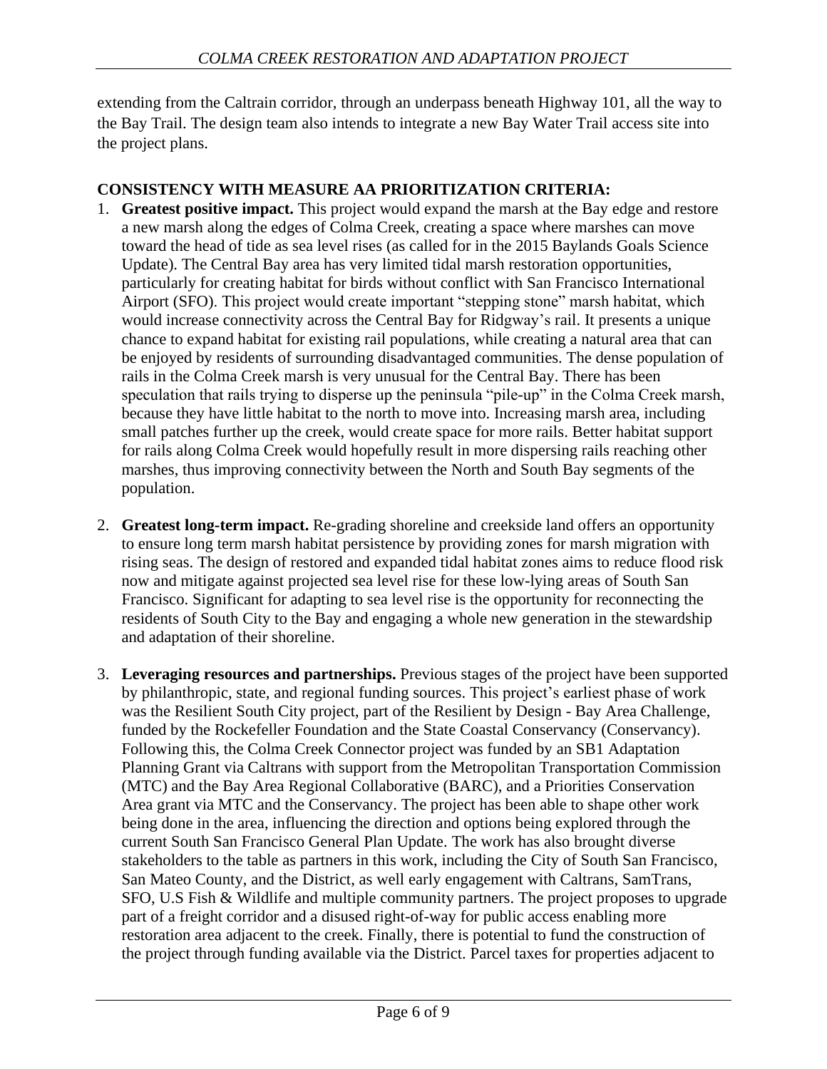extending from the Caltrain corridor, through an underpass beneath Highway 101, all the way to the Bay Trail. The design team also intends to integrate a new Bay Water Trail access site into the project plans.

**CONSISTENCY WITH MEASURE AA PRIORITIZATION CRITERIA:**

1. **Greatest positive impact.** This project would expand the marsh at the Bay edge and restore a new marsh along the edges of Colma Creek, creating a space where marshes can move toward the head of tide as sea level rises (as called for in the 2015 Baylands Goals Science Update). The Central Bay area has very limited tidal marsh restoration opportunities, particularly for creating habitat for birds without conflict with San Francisco International Airport (SFO). This project would create important "stepping stone" marsh habitat, which would increase connectivity across the Central Bay for Ridgway's rail. It presents a unique chance to expand habitat for existing rail populations, while creating a natural area that can be enjoyed by residents of surrounding disadvantaged communities. The dense population of rails in the Colma Creek marsh is very unusual for the Central Bay. There has been speculation that rails trying to disperse up the peninsula "pile-up" in the Colma Creek marsh, because they have little habitat to the north to move into. Increasing marsh area, including small patches further up the creek, would create space for more rails. Better habitat support for rails along Colma Creek would hopefully result in more dispersing rails reaching other marshes, thus improving connectivity between the North and South Bay segments of the population.

2. **Greatest long-term impact.** Re-grading shoreline and creekside land offers an opportunity to ensure long term marsh habitat persistence by providing zones for marsh migration with rising seas. The design of restored and expanded tidal habitat zones aims to reduce flood risk now and mitigate against projected sea level rise for these low-lying areas of South San Francisco. Significant for adapting to sea level rise is the opportunity for reconnecting the residents of South City to the Bay and engaging a whole new generation in the stewardship and adaptation of their shoreline.

3. **Leveraging resources and partnerships.** Previous stages of the project have been supported by philanthropic, state, and regional funding sources. This project's earliest phase of work was the Resilient South City project, part of the Resilient by Design - Bay Area Challenge, funded by the Rockefeller Foundation and the State Coastal Conservancy (Conservancy). Following this, the Colma Creek Connector project was funded by an SB1 Adaptation Planning Grant via Caltrans with support from the Metropolitan Transportation Commission (MTC) and the Bay Area Regional Collaborative (BARC), and a Priorities Conservation Area grant via MTC and the Conservancy. The project has been able to shape other work being done in the area, influencing the direction and options being explored through the current South San Francisco General Plan Update. The work has also brought diverse stakeholders to the table as partners in this work, including the City of South San Francisco, San Mateo County, and the District, as well early engagement with Caltrans, SamTrans, SFO, U.S Fish & Wildlife and multiple community partners. The project proposes to upgrade part of a freight corridor and a disused right-of-way for public access enabling more restoration area adjacent to the creek. Finally, there is potential to fund the construction of the project through funding available via the District. Parcel taxes for properties adjacent to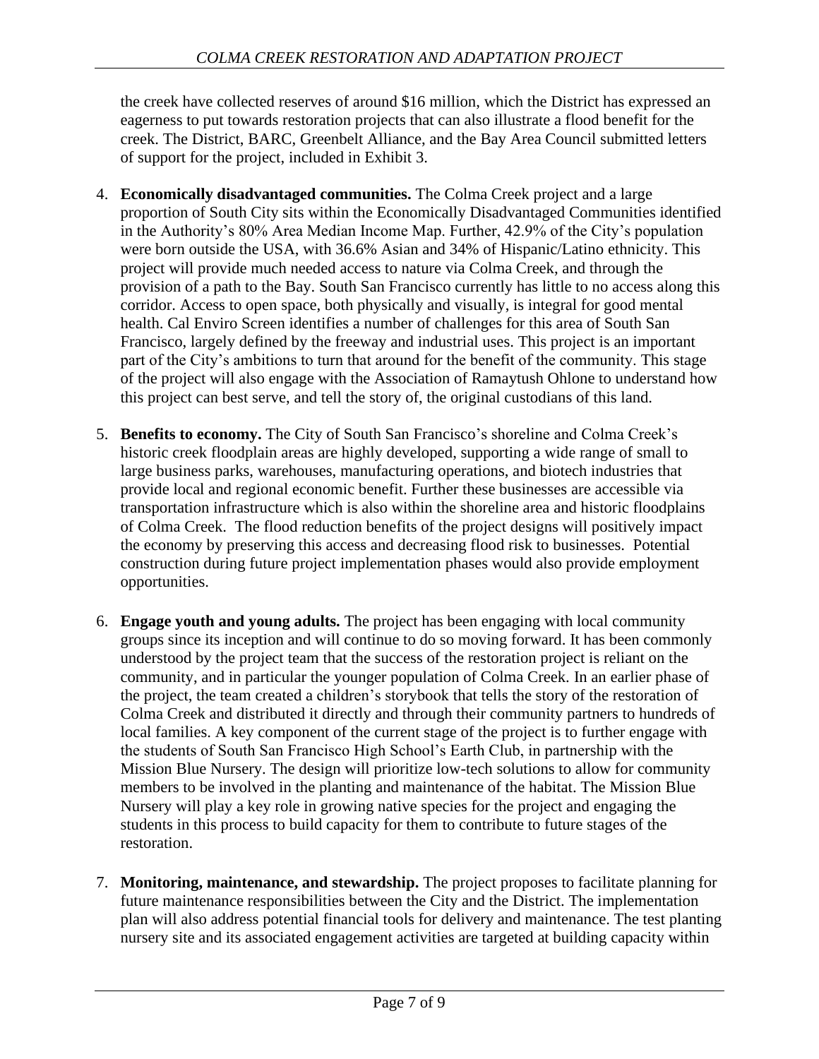the creek have collected reserves of around $16 million, which the District has expressed an eagerness to put towards restoration projects that can also illustrate a flood benefit for the creek. The District, BARC, Greenbelt Alliance, and the Bay Area Council submitted letters of support for the project, included in Exhibit 3.

4. **Economically disadvantaged communities.** The Colma Creek project and a large proportion of South City sits within the Economically Disadvantaged Communities identified in the Authority's 80% Area Median Income Map. Further, 42.9% of the City's population were born outside the USA, with 36.6% Asian and 34% of Hispanic/Latino ethnicity. This project will provide much needed access to nature via Colma Creek, and through the provision of a path to the Bay. South San Francisco currently has little to no access along this corridor. Access to open space, both physically and visually, is integral for good mental health. Cal Enviro Screen identifies a number of challenges for this area of South San Francisco, largely defined by the freeway and industrial uses. This project is an important part of the City's ambitions to turn that around for the benefit of the community. This stage of the project will also engage with the Association of Ramaytush Ohlone to understand how this project can best serve, and tell the story of, the original custodians of this land.

5. **Benefits to economy.** The City of South San Francisco's shoreline and Colma Creek's historic creek floodplain areas are highly developed, supporting a wide range of small to large business parks, warehouses, manufacturing operations, and biotech industries that provide local and regional economic benefit. Further these businesses are accessible via transportation infrastructure which is also within the shoreline area and historic floodplains of Colma Creek. The flood reduction benefits of the project designs will positively impact the economy by preserving this access and decreasing flood risk to businesses. Potential construction during future project implementation phases would also provide employment opportunities.

6. **Engage youth and young adults.** The project has been engaging with local community groups since its inception and will continue to do so moving forward. It has been commonly understood by the project team that the success of the restoration project is reliant on the community, and in particular the younger population of Colma Creek. In an earlier phase of the project, the team created a children's storybook that tells the story of the restoration of Colma Creek and distributed it directly and through their community partners to hundreds of local families. A key component of the current stage of the project is to further engage with the students of South San Francisco High School's Earth Club, in partnership with the Mission Blue Nursery. The design will prioritize low-tech solutions to allow for community members to be involved in the planting and maintenance of the habitat. The Mission Blue Nursery will play a key role in growing native species for the project and engaging the students in this process to build capacity for them to contribute to future stages of the restoration.

7. **Monitoring, maintenance, and stewardship.** The project proposes to facilitate planning for future maintenance responsibilities between the City and the District. The implementation plan will also address potential financial tools for delivery and maintenance. The test planting nursery site and its associated engagement activities are targeted at building capacity within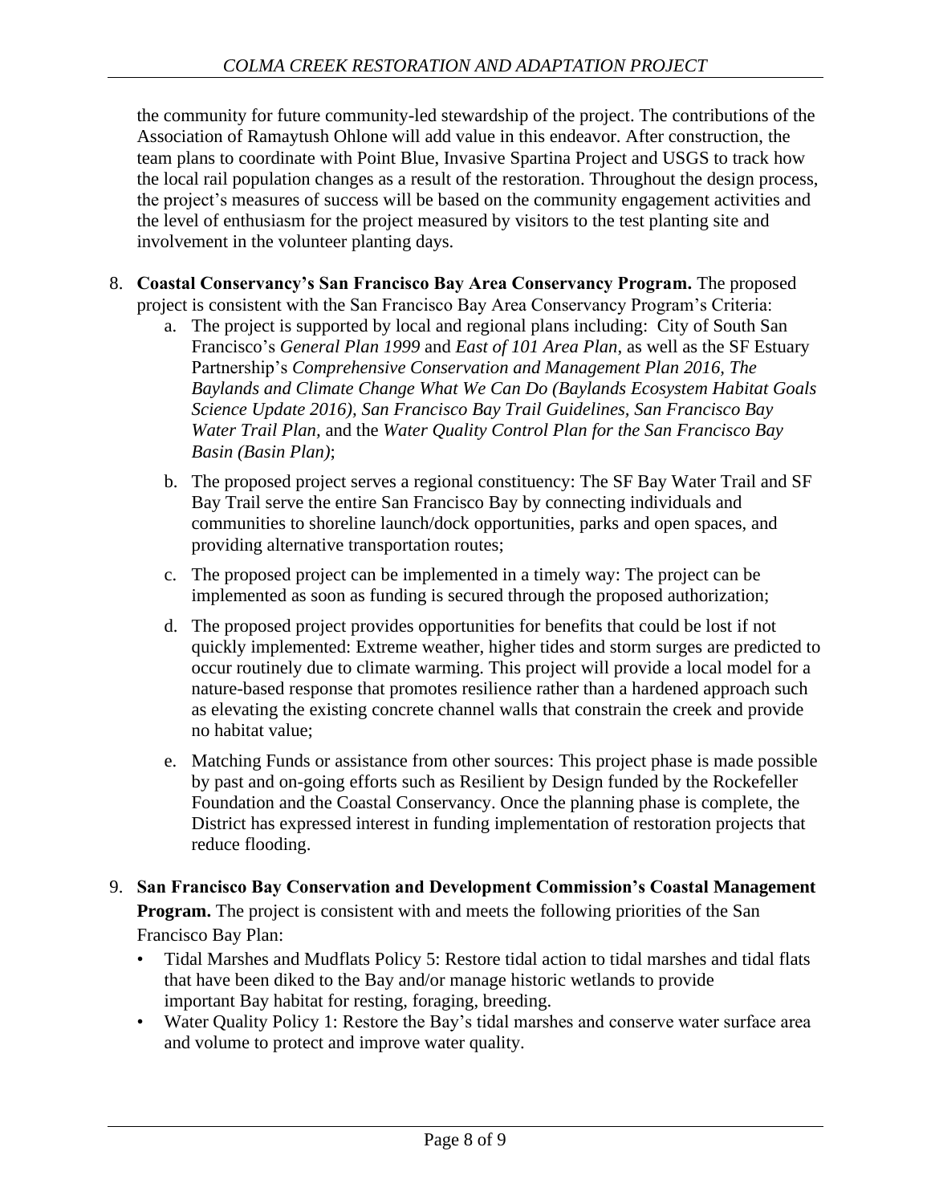the community for future community-led stewardship of the project. The contributions of the Association of Ramaytush Ohlone will add value in this endeavor. After construction, the team plans to coordinate with Point Blue, Invasive Spartina Project and USGS to track how the local rail population changes as a result of the restoration. Throughout the design process, the project's measures of success will be based on the community engagement activities and the level of enthusiasm for the project measured by visitors to the test planting site and involvement in the volunteer planting days.

8. **Coastal Conservancy's San Francisco Bay Area Conservancy Program.** The proposed project is consistent with the San Francisco Bay Area Conservancy Program's Criteria:
   a. The project is supported by local and regional plans including: City of South San Francisco's *General Plan 1999* and *East of 101 Area Plan*, as well as the SF Estuary Partnership's *Comprehensive Conservation and Management Plan 2016, The Baylands and Climate Change What We Can Do (Baylands Ecosystem Habitat Goals Science Update 2016), San Francisco Bay Trail Guidelines, San Francisco Bay Water Trail Plan,* and the *Water Quality Control Plan for the San Francisco Bay Basin (Basin Plan)*;
   b. The proposed project serves a regional constituency: The SF Bay Water Trail and SF Bay Trail serve the entire San Francisco Bay by connecting individuals and communities to shoreline launch/dock opportunities, parks and open spaces, and providing alternative transportation routes;
   c. The proposed project can be implemented in a timely way: The project can be implemented as soon as funding is secured through the proposed authorization;
   d. The proposed project provides opportunities for benefits that could be lost if not quickly implemented: Extreme weather, higher tides and storm surges are predicted to occur routinely due to climate warming. This project will provide a local model for a nature-based response that promotes resilience rather than a hardened approach such as elevating the existing concrete channel walls that constrain the creek and provide no habitat value;
   e. Matching Funds or assistance from other sources: This project phase is made possible by past and on-going efforts such as Resilient by Design funded by the Rockefeller Foundation and the Coastal Conservancy. Once the planning phase is complete, the District has expressed interest in funding implementation of restoration projects that reduce flooding.

9. **San Francisco Bay Conservation and Development Commission's Coastal Management Program.** The project is consistent with and meets the following priorities of the San Francisco Bay Plan:
   - Tidal Marshes and Mudflats Policy 5: Restore tidal action to tidal marshes and tidal flats that have been diked to the Bay and/or manage historic wetlands to provide important Bay habitat for resting, foraging, breeding.
   - Water Quality Policy 1: Restore the Bay's tidal marshes and conserve water surface area and volume to protect and improve water quality.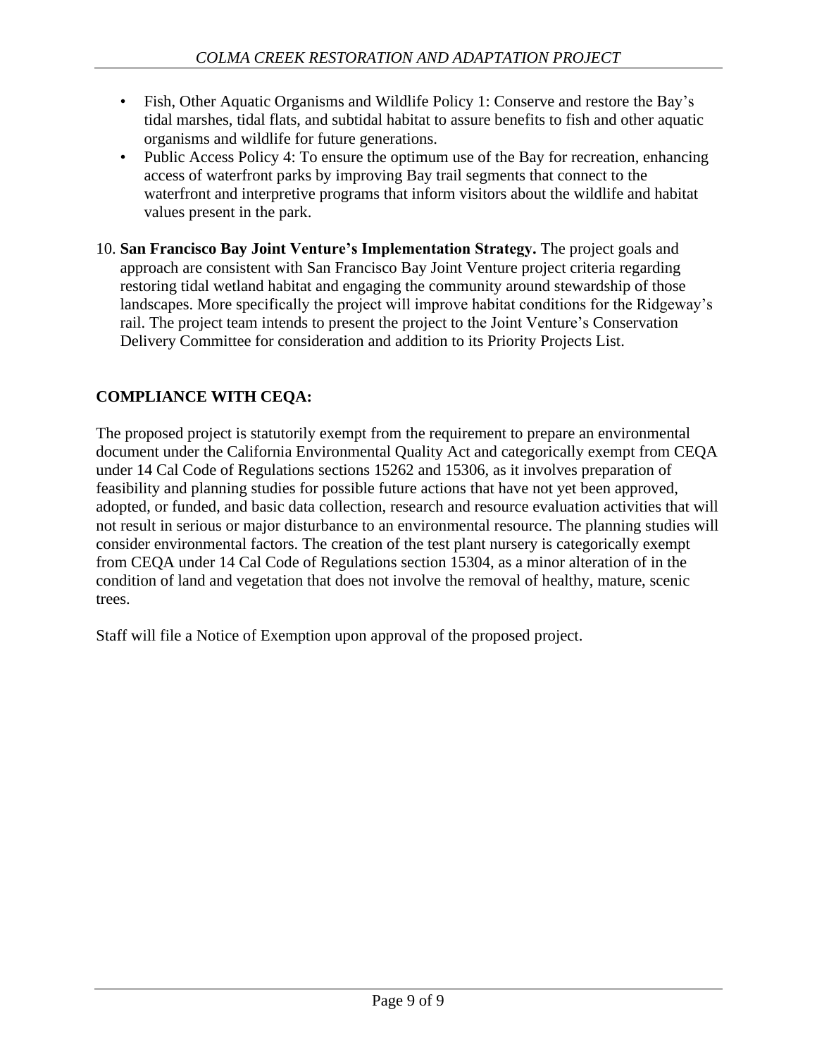- Fish, Other Aquatic Organisms and Wildlife Policy 1: Conserve and restore the Bay's tidal marshes, tidal flats, and subtidal habitat to assure benefits to fish and other aquatic organisms and wildlife for future generations.
- Public Access Policy 4: To ensure the optimum use of the Bay for recreation, enhancing access of waterfront parks by improving Bay trail segments that connect to the waterfront and interpretive programs that inform visitors about the wildlife and habitat values present in the park.

10. **San Francisco Bay Joint Venture's Implementation Strategy.** The project goals and approach are consistent with San Francisco Bay Joint Venture project criteria regarding restoring tidal wetland habitat and engaging the community around stewardship of those landscapes. More specifically the project will improve habitat conditions for the Ridgeway's rail. The project team intends to present the project to the Joint Venture's Conservation Delivery Committee for consideration and addition to its Priority Projects List.

## COMPLIANCE WITH CEQA:

The proposed project is statutorily exempt from the requirement to prepare an environmental document under the California Environmental Quality Act and categorically exempt from CEQA under 14 Cal Code of Regulations sections 15262 and 15306, as it involves preparation of feasibility and planning studies for possible future actions that have not yet been approved, adopted, or funded, and basic data collection, research and resource evaluation activities that will not result in serious or major disturbance to an environmental resource. The planning studies will consider environmental factors. The creation of the test plant nursery is categorically exempt from CEQA under 14 Cal Code of Regulations section 15304, as a minor alteration of in the condition of land and vegetation that does not involve the removal of healthy, mature, scenic trees.

Staff will file a Notice of Exemption upon approval of the proposed project.